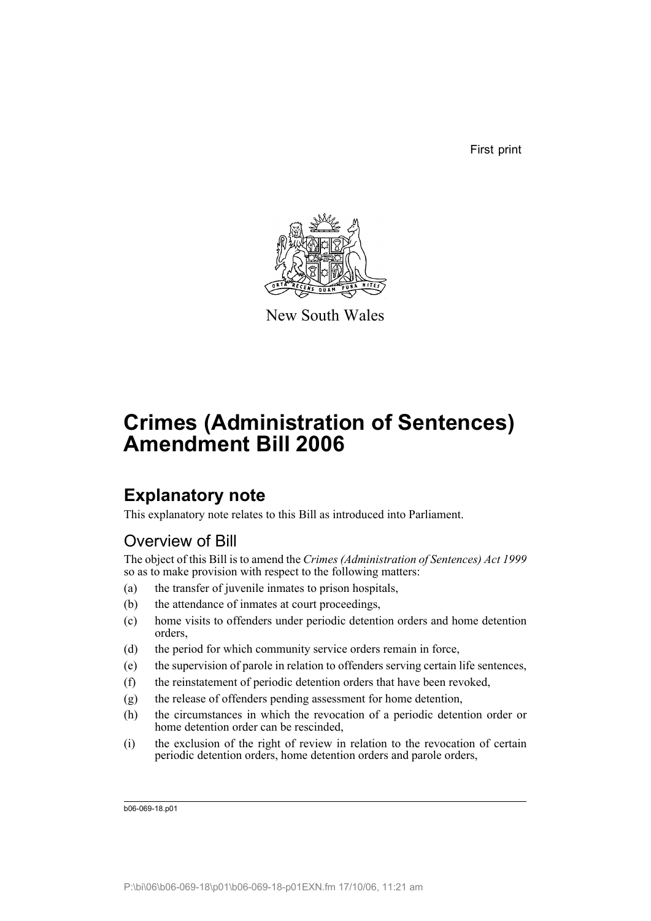First print

New South Wales

# Crimes (Administration of Sentences) Amendment Bill 2006

## Explanatory note

This explanatory note relates to this Bill as introduced into Parliament.

### Overview of Bill

The object of this Bill is to amend the *Crimes (Administration of Sentences) Act 1999* so as to make provision with respect to the following matters:

(a) the transfer of juvenile inmates to prison hospitals,

(b) the attendance of inmates at court proceedings,

(c) home visits to offenders under periodic detention orders and home detention orders,

(d) the period for which community service orders remain in force,

(e) the supervision of parole in relation to offenders serving certain life sentences,

(f) the reinstatement of periodic detention orders that have been revoked,

(g) the release of offenders pending assessment for home detention,

(h) the circumstances in which the revocation of a periodic detention order or home detention order can be rescinded,

(i) the exclusion of the right of review in relation to the revocation of certain periodic detention orders, home detention orders and parole orders,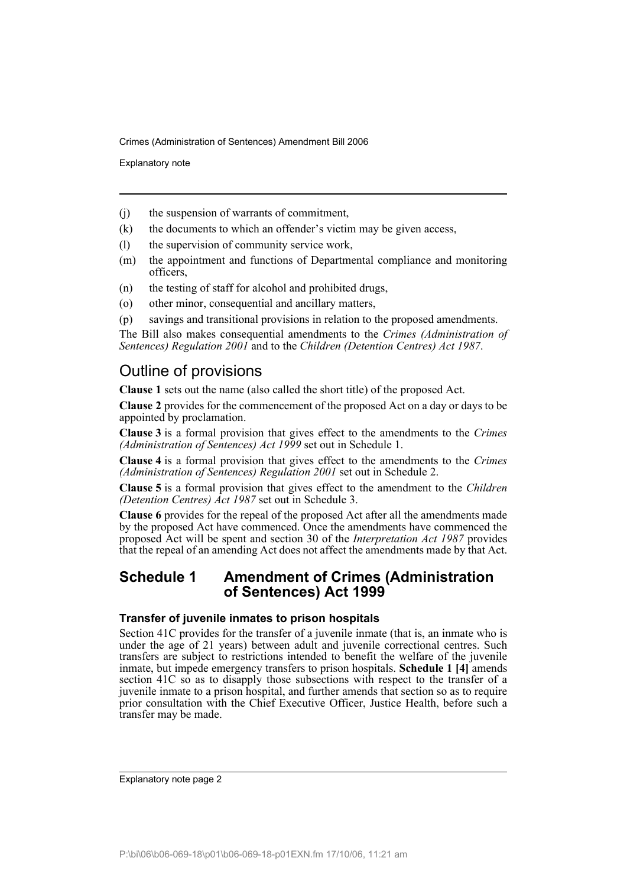(j) the suspension of warrants of commitment,

(k) the documents to which an offender's victim may be given access,

(l) the supervision of community service work,

(m) the appointment and functions of Departmental compliance and monitoring officers,

(n) the testing of staff for alcohol and prohibited drugs,

(o) other minor, consequential and ancillary matters,

(p) savings and transitional provisions in relation to the proposed amendments.

The Bill also makes consequential amendments to the *Crimes (Administration of Sentences) Regulation 2001* and to the *Children (Detention Centres) Act 1987*.

## Outline of provisions

**Clause 1** sets out the name (also called the short title) of the proposed Act.

**Clause 2** provides for the commencement of the proposed Act on a day or days to be appointed by proclamation.

**Clause 3** is a formal provision that gives effect to the amendments to the *Crimes (Administration of Sentences) Act 1999* set out in Schedule 1.

**Clause 4** is a formal provision that gives effect to the amendments to the *Crimes (Administration of Sentences) Regulation 2001* set out in Schedule 2.

**Clause 5** is a formal provision that gives effect to the amendment to the *Children (Detention Centres) Act 1987* set out in Schedule 3.

**Clause 6** provides for the repeal of the proposed Act after all the amendments made by the proposed Act have commenced. Once the amendments have commenced the proposed Act will be spent and section 30 of the *Interpretation Act 1987* provides that the repeal of an amending Act does not affect the amendments made by that Act.

## Schedule 1 Amendment of Crimes (Administration of Sentences) Act 1999

### Transfer of juvenile inmates to prison hospitals

Section 41C provides for the transfer of a juvenile inmate (that is, an inmate who is under the age of 21 years) between adult and juvenile correctional centres. Such transfers are subject to restrictions intended to benefit the welfare of the juvenile inmate, but impede emergency transfers to prison hospitals. **Schedule 1 [4]** amends section 41C so as to disapply those subsections with respect to the transfer of a juvenile inmate to a prison hospital, and further amends that section so as to require prior consultation with the Chief Executive Officer, Justice Health, before such a transfer may be made.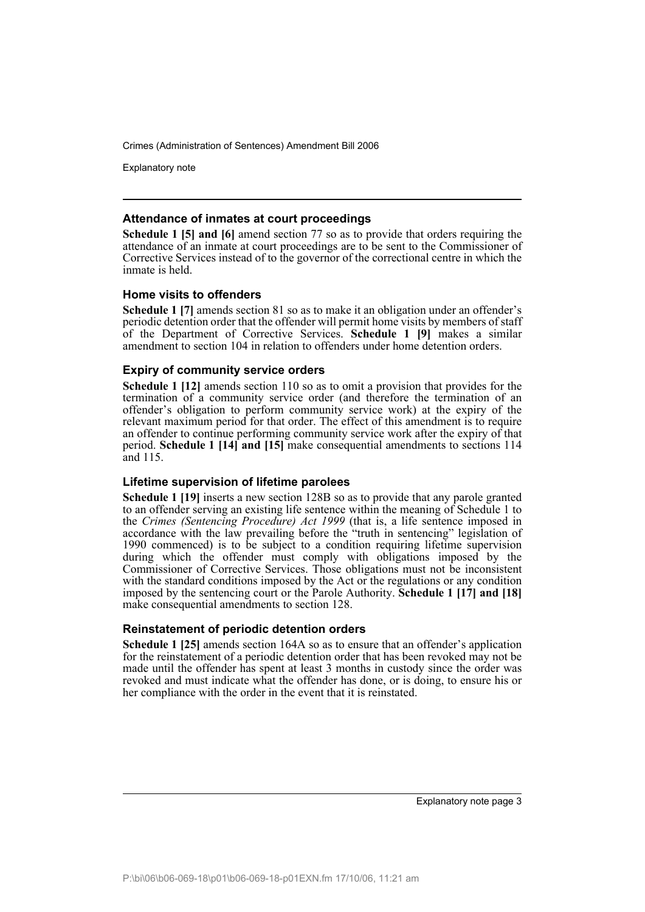### Attendance of inmates at court proceedings

**Schedule 1 [5] and [6]** amend section 77 so as to provide that orders requiring the attendance of an inmate at court proceedings are to be sent to the Commissioner of Corrective Services instead of to the governor of the correctional centre in which the inmate is held.

### Home visits to offenders

**Schedule 1 [7]** amends section 81 so as to make it an obligation under an offender's periodic detention order that the offender will permit home visits by members of staff of the Department of Corrective Services. **Schedule 1 [9]** makes a similar amendment to section 104 in relation to offenders under home detention orders.

### Expiry of community service orders

**Schedule 1 [12]** amends section 110 so as to omit a provision that provides for the termination of a community service order (and therefore the termination of an offender's obligation to perform community service work) at the expiry of the relevant maximum period for that order. The effect of this amendment is to require an offender to continue performing community service work after the expiry of that period. **Schedule 1 [14] and [15]** make consequential amendments to sections 114 and 115.

### Lifetime supervision of lifetime parolees

**Schedule 1 [19]** inserts a new section 128B so as to provide that any parole granted to an offender serving an existing life sentence within the meaning of Schedule 1 to the *Crimes (Sentencing Procedure) Act 1999* (that is, a life sentence imposed in accordance with the law prevailing before the "truth in sentencing" legislation of 1990 commenced) is to be subject to a condition requiring lifetime supervision during which the offender must comply with obligations imposed by the Commissioner of Corrective Services. Those obligations must not be inconsistent with the standard conditions imposed by the Act or the regulations or any condition imposed by the sentencing court or the Parole Authority. **Schedule 1 [17] and [18]** make consequential amendments to section 128.

### Reinstatement of periodic detention orders

**Schedule 1 [25]** amends section 164A so as to ensure that an offender's application for the reinstatement of a periodic detention order that has been revoked may not be made until the offender has spent at least 3 months in custody since the order was revoked and must indicate what the offender has done, or is doing, to ensure his or her compliance with the order in the event that it is reinstated.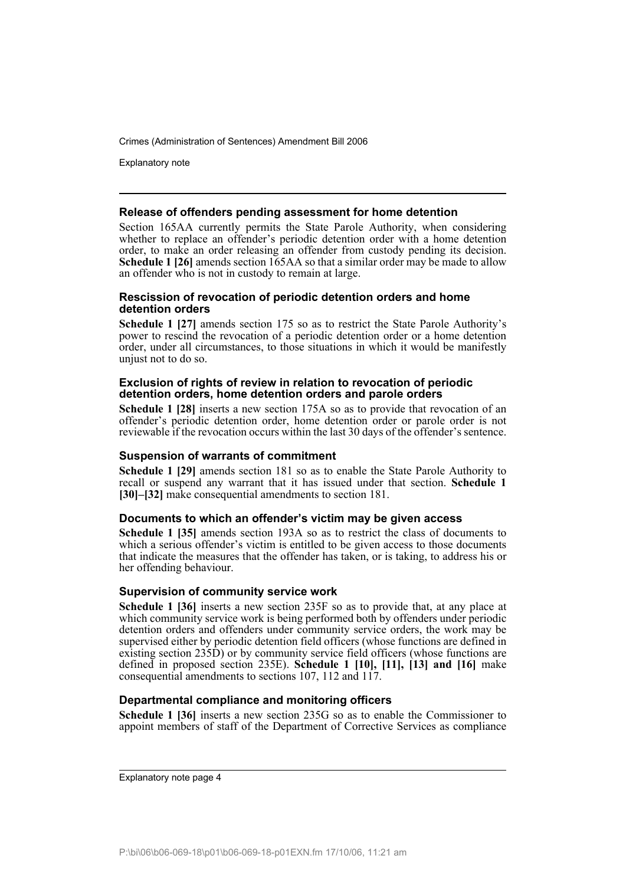### Release of offenders pending assessment for home detention

Section 165AA currently permits the State Parole Authority, when considering whether to replace an offender's periodic detention order with a home detention order, to make an order releasing an offender from custody pending its decision. **Schedule 1 [26]** amends section 165AA so that a similar order may be made to allow an offender who is not in custody to remain at large.

### Rescission of revocation of periodic detention orders and home detention orders

**Schedule 1 [27]** amends section 175 so as to restrict the State Parole Authority's power to rescind the revocation of a periodic detention order or a home detention order, under all circumstances, to those situations in which it would be manifestly unjust not to do so.

### Exclusion of rights of review in relation to revocation of periodic detention orders, home detention orders and parole orders

**Schedule 1 [28]** inserts a new section 175A so as to provide that revocation of an offender's periodic detention order, home detention order or parole order is not reviewable if the revocation occurs within the last 30 days of the offender's sentence.

### Suspension of warrants of commitment

**Schedule 1 [29]** amends section 181 so as to enable the State Parole Authority to recall or suspend any warrant that it has issued under that section. **Schedule 1 [30]–[32]** make consequential amendments to section 181.

### Documents to which an offender's victim may be given access

**Schedule 1 [35]** amends section 193A so as to restrict the class of documents to which a serious offender's victim is entitled to be given access to those documents that indicate the measures that the offender has taken, or is taking, to address his or her offending behaviour.

### Supervision of community service work

**Schedule 1 [36]** inserts a new section 235F so as to provide that, at any place at which community service work is being performed both by offenders under periodic detention orders and offenders under community service orders, the work may be supervised either by periodic detention field officers (whose functions are defined in existing section 235D) or by community service field officers (whose functions are defined in proposed section 235E). **Schedule 1 [10], [11], [13] and [16]** make consequential amendments to sections 107, 112 and 117.

### Departmental compliance and monitoring officers

**Schedule 1 [36]** inserts a new section 235G so as to enable the Commissioner to appoint members of staff of the Department of Corrective Services as compliance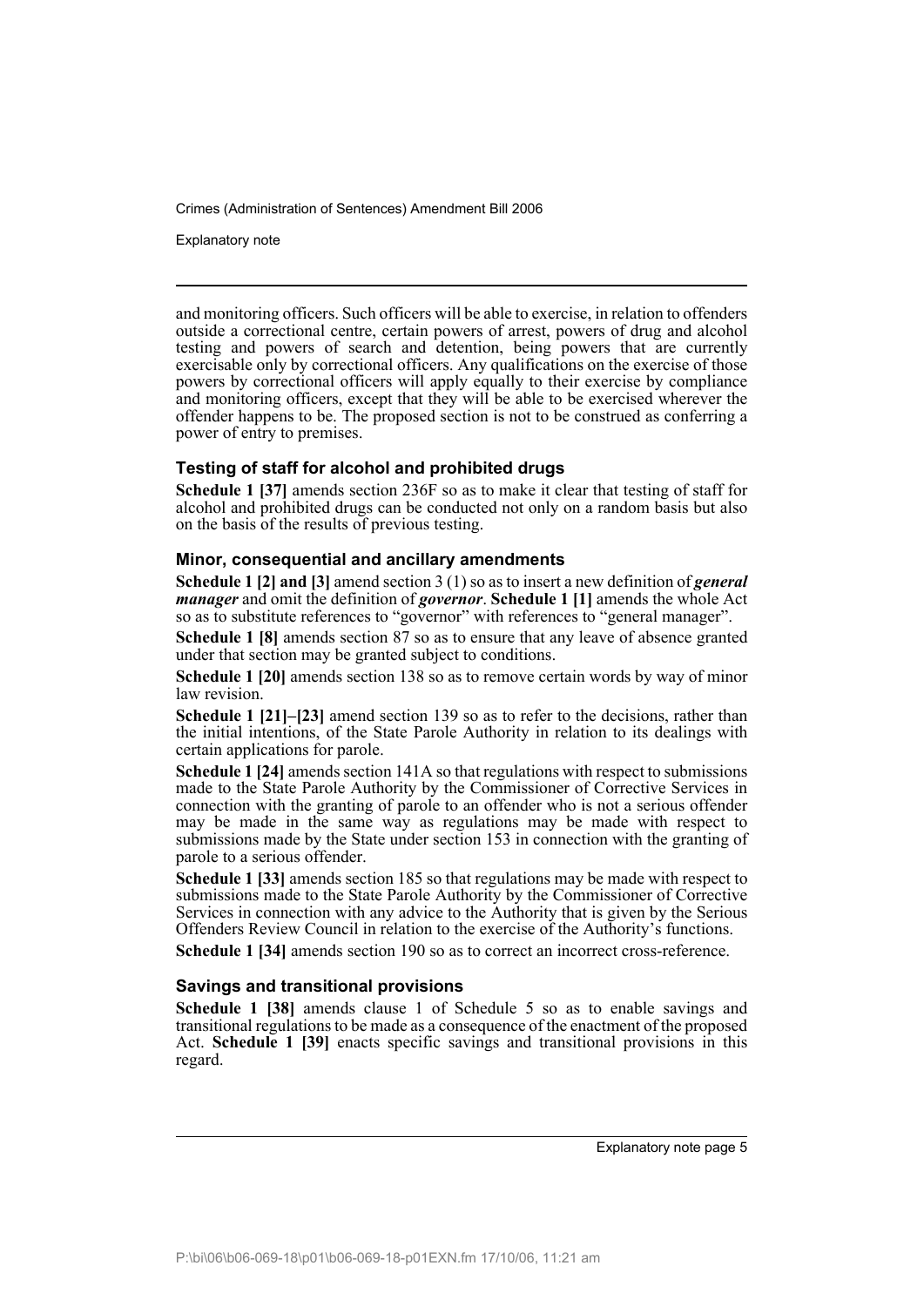and monitoring officers. Such officers will be able to exercise, in relation to offenders outside a correctional centre, certain powers of arrest, powers of drug and alcohol testing and powers of search and detention, being powers that are currently exercisable only by correctional officers. Any qualifications on the exercise of those powers by correctional officers will apply equally to their exercise by compliance and monitoring officers, except that they will be able to be exercised wherever the offender happens to be. The proposed section is not to be construed as conferring a power of entry to premises.

### Testing of staff for alcohol and prohibited drugs

**Schedule 1 [37]** amends section 236F so as to make it clear that testing of staff for alcohol and prohibited drugs can be conducted not only on a random basis but also on the basis of the results of previous testing.

### Minor, consequential and ancillary amendments

**Schedule 1 [2] and [3]** amend section 3 (1) so as to insert a new definition of ***general manager*** and omit the definition of ***governor***. **Schedule 1 [1]** amends the whole Act so as to substitute references to "governor" with references to "general manager".

**Schedule 1 [8]** amends section 87 so as to ensure that any leave of absence granted under that section may be granted subject to conditions.

**Schedule 1 [20]** amends section 138 so as to remove certain words by way of minor law revision.

**Schedule 1 [21]–[23]** amend section 139 so as to refer to the decisions, rather than the initial intentions, of the State Parole Authority in relation to its dealings with certain applications for parole.

**Schedule 1 [24]** amends section 141A so that regulations with respect to submissions made to the State Parole Authority by the Commissioner of Corrective Services in connection with the granting of parole to an offender who is not a serious offender may be made in the same way as regulations may be made with respect to submissions made by the State under section 153 in connection with the granting of parole to a serious offender.

**Schedule 1 [33]** amends section 185 so that regulations may be made with respect to submissions made to the State Parole Authority by the Commissioner of Corrective Services in connection with any advice to the Authority that is given by the Serious Offenders Review Council in relation to the exercise of the Authority's functions.

**Schedule 1 [34]** amends section 190 so as to correct an incorrect cross-reference.

### Savings and transitional provisions

**Schedule 1 [38]** amends clause 1 of Schedule 5 so as to enable savings and transitional regulations to be made as a consequence of the enactment of the proposed Act. **Schedule 1 [39]** enacts specific savings and transitional provisions in this regard.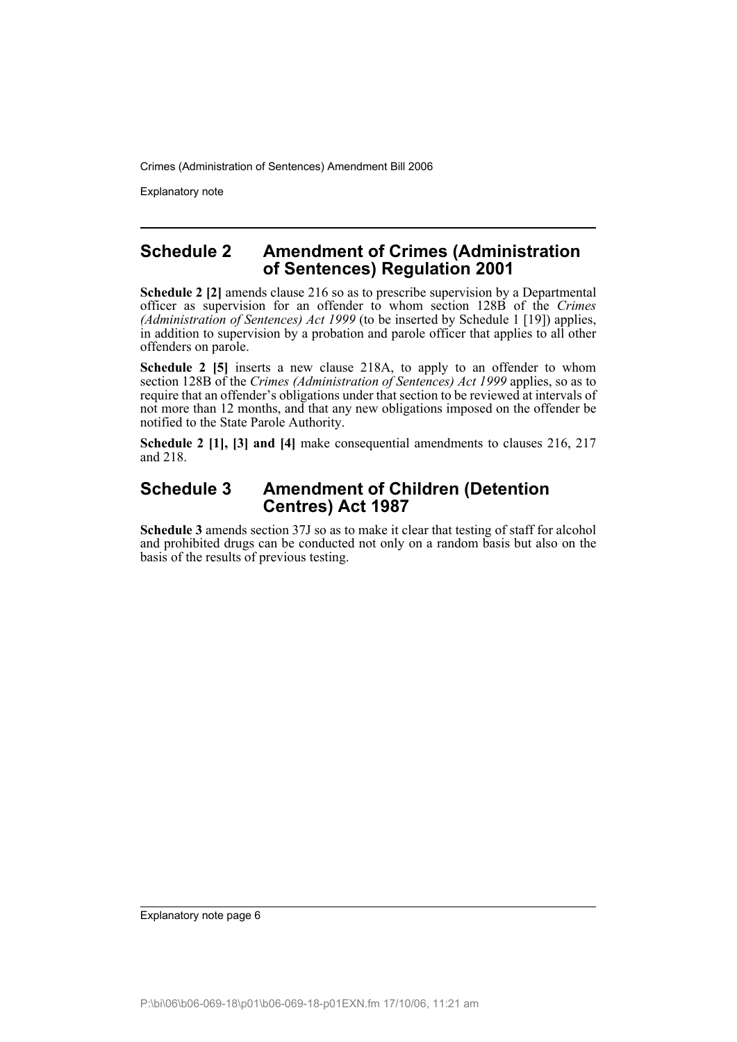## Schedule 2 Amendment of Crimes (Administration of Sentences) Regulation 2001

**Schedule 2 [2]** amends clause 216 so as to prescribe supervision by a Departmental officer as supervision for an offender to whom section 128B of the *Crimes (Administration of Sentences) Act 1999* (to be inserted by Schedule 1 [19]) applies, in addition to supervision by a probation and parole officer that applies to all other offenders on parole.

**Schedule 2 [5]** inserts a new clause 218A, to apply to an offender to whom section 128B of the *Crimes (Administration of Sentences) Act 1999* applies, so as to require that an offender's obligations under that section to be reviewed at intervals of not more than 12 months, and that any new obligations imposed on the offender be notified to the State Parole Authority.

**Schedule 2 [1], [3] and [4]** make consequential amendments to clauses 216, 217 and 218.

## Schedule 3 Amendment of Children (Detention Centres) Act 1987

**Schedule 3** amends section 37J so as to make it clear that testing of staff for alcohol and prohibited drugs can be conducted not only on a random basis but also on the basis of the results of previous testing.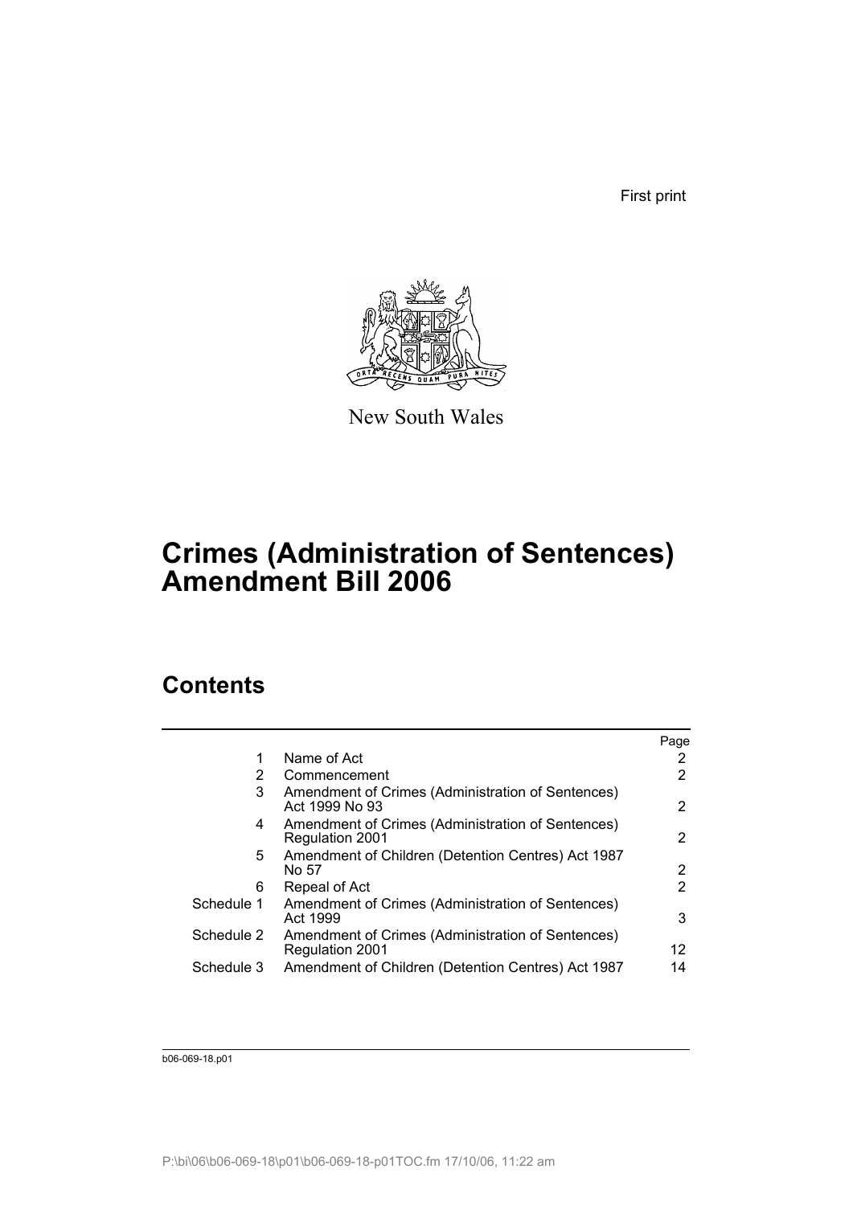First print

New South Wales

# Crimes (Administration of Sentences) Amendment Bill 2006

## Contents

| | | Page |
|---|---|---|
| 1 | Name of Act | 2 |
| 2 | Commencement | 2 |
| 3 | Amendment of Crimes (Administration of Sentences) Act 1999 No 93 | 2 |
| 4 | Amendment of Crimes (Administration of Sentences) Regulation 2001 | 2 |
| 5 | Amendment of Children (Detention Centres) Act 1987 No 57 | 2 |
| 6 | Repeal of Act | 2 |
| Schedule 1 | Amendment of Crimes (Administration of Sentences) Act 1999 | 3 |
| Schedule 2 | Amendment of Crimes (Administration of Sentences) Regulation 2001 | 12 |
| Schedule 3 | Amendment of Children (Detention Centres) Act 1987 | 14 |

b06-069-18.p01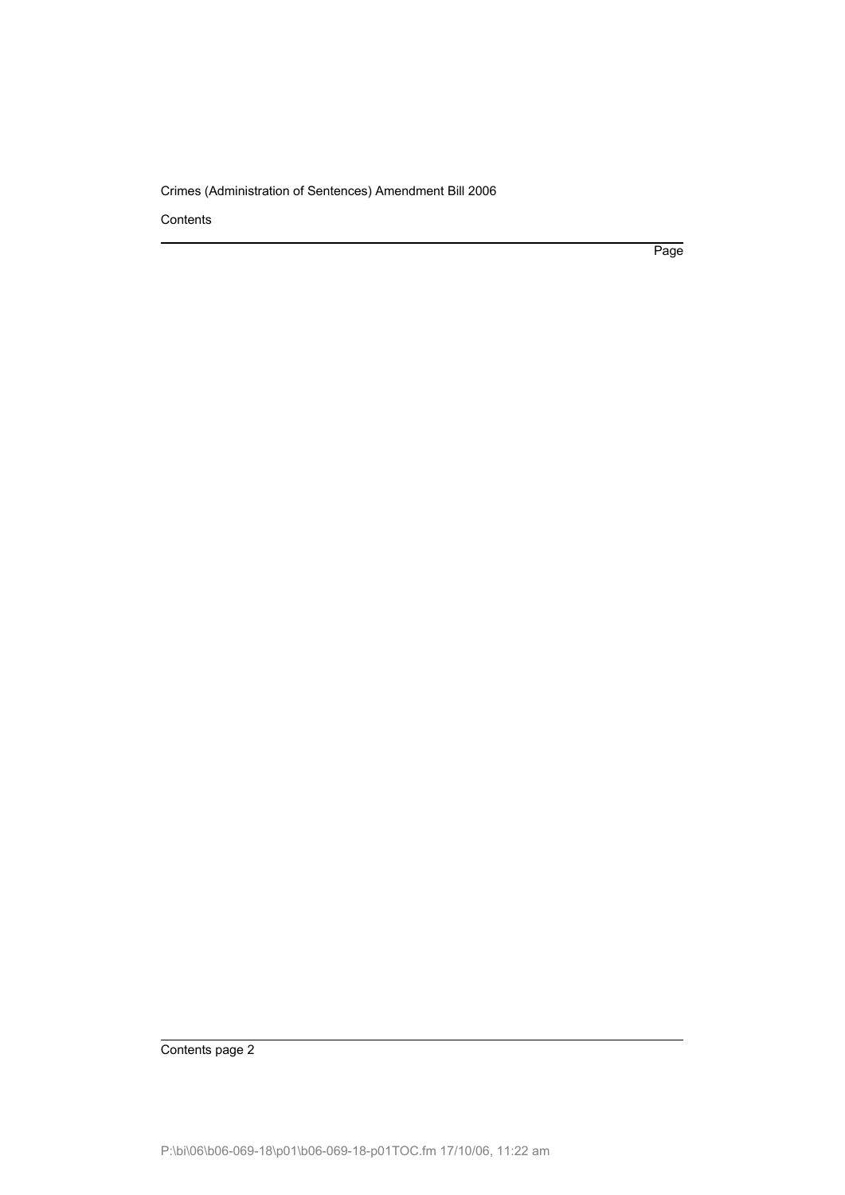Contents

Page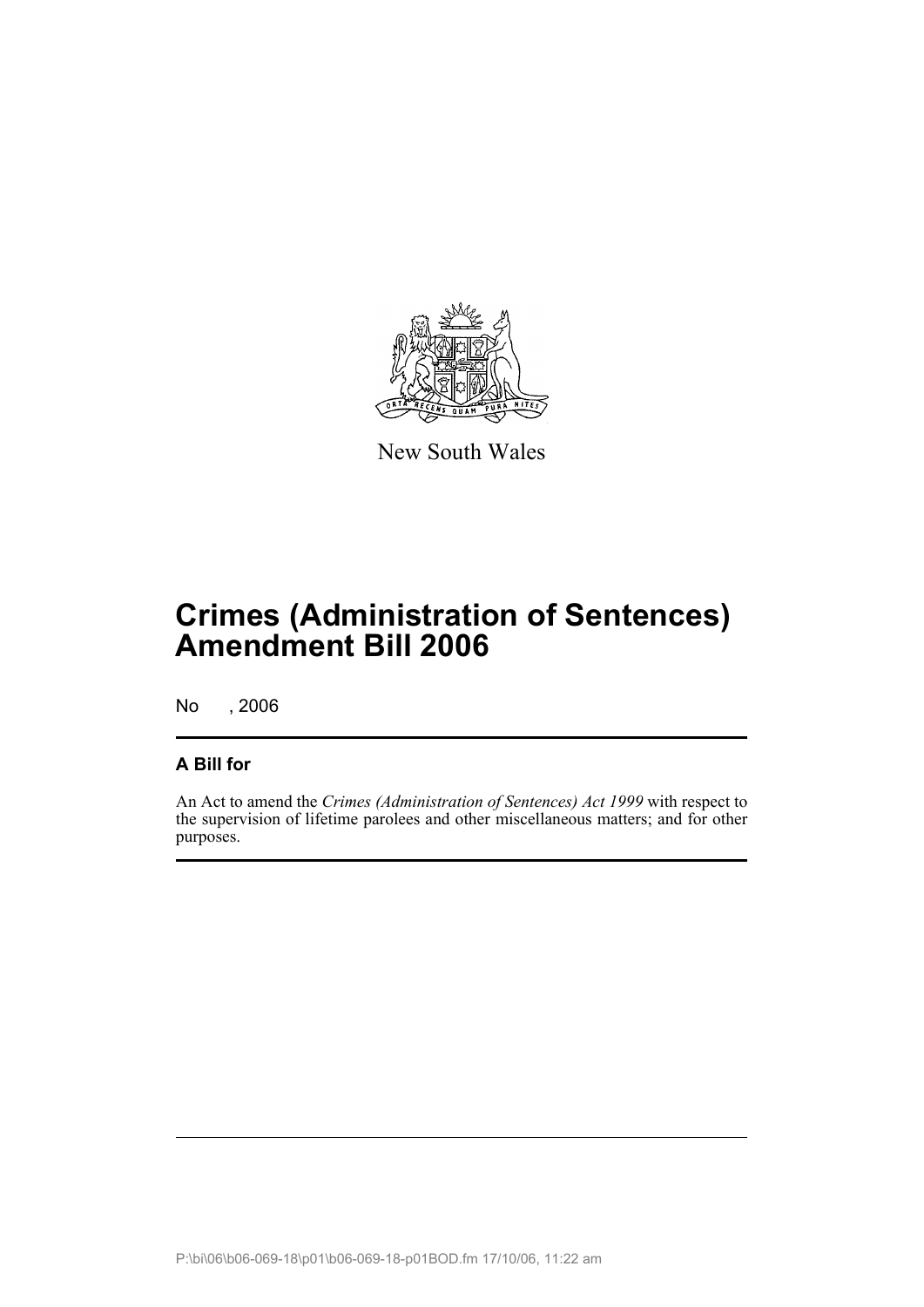New South Wales

# Crimes (Administration of Sentences) Amendment Bill 2006

No , 2006

## A Bill for

An Act to amend the *Crimes (Administration of Sentences) Act 1999* with respect to the supervision of lifetime parolees and other miscellaneous matters; and for other purposes.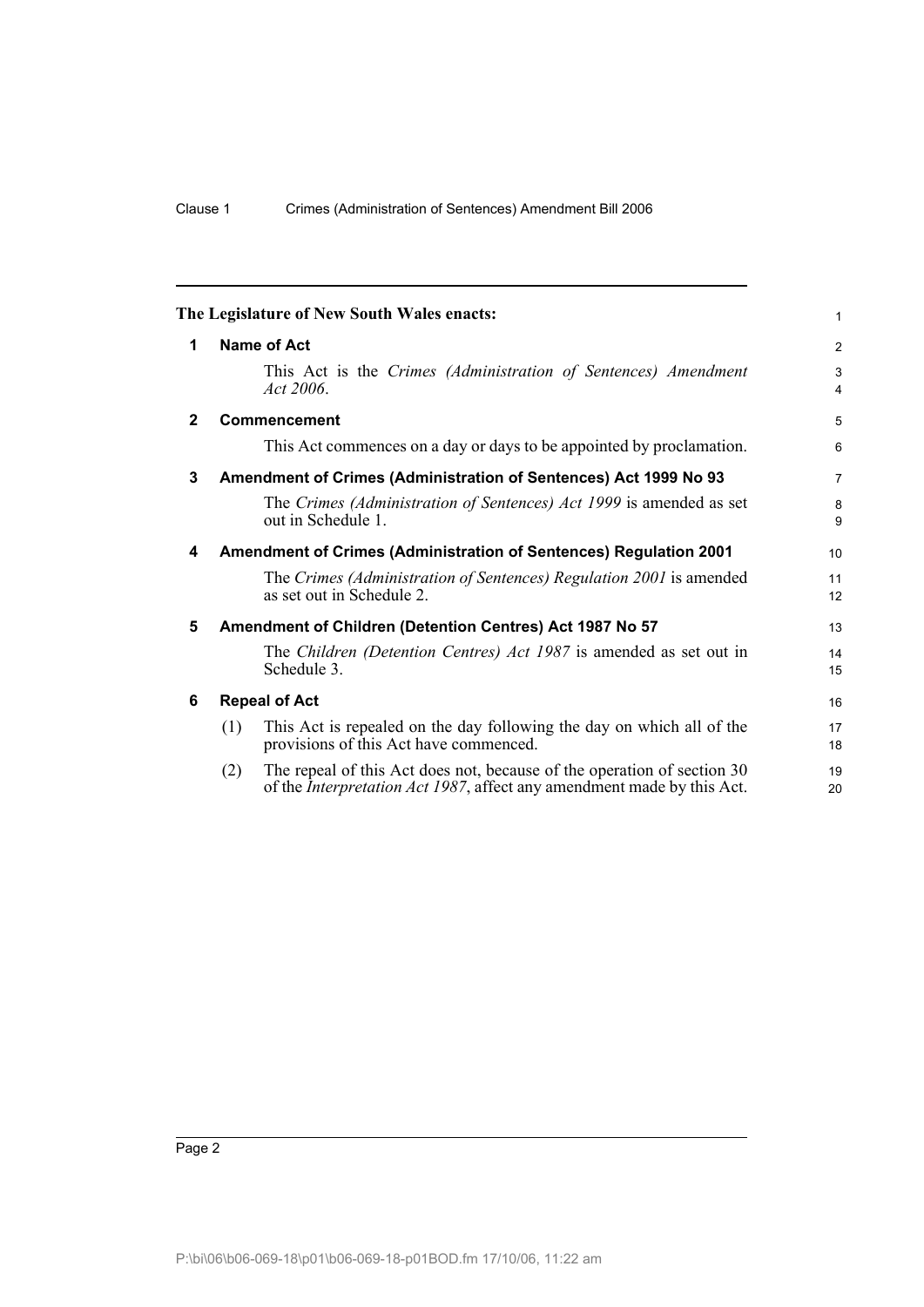The Legislature of New South Wales enacts:

## 1 Name of Act

This Act is the *Crimes (Administration of Sentences) Amendment Act 2006*.

## 2 Commencement

This Act commences on a day or days to be appointed by proclamation.

## 3 Amendment of Crimes (Administration of Sentences) Act 1999 No 93

The *Crimes (Administration of Sentences) Act 1999* is amended as set out in Schedule 1.

## 4 Amendment of Crimes (Administration of Sentences) Regulation 2001

The *Crimes (Administration of Sentences) Regulation 2001* is amended as set out in Schedule 2.

## 5 Amendment of Children (Detention Centres) Act 1987 No 57

The *Children (Detention Centres) Act 1987* is amended as set out in Schedule 3.

## 6 Repeal of Act

(1) This Act is repealed on the day following the day on which all of the provisions of this Act have commenced.

(2) The repeal of this Act does not, because of the operation of section 30 of the *Interpretation Act 1987*, affect any amendment made by this Act.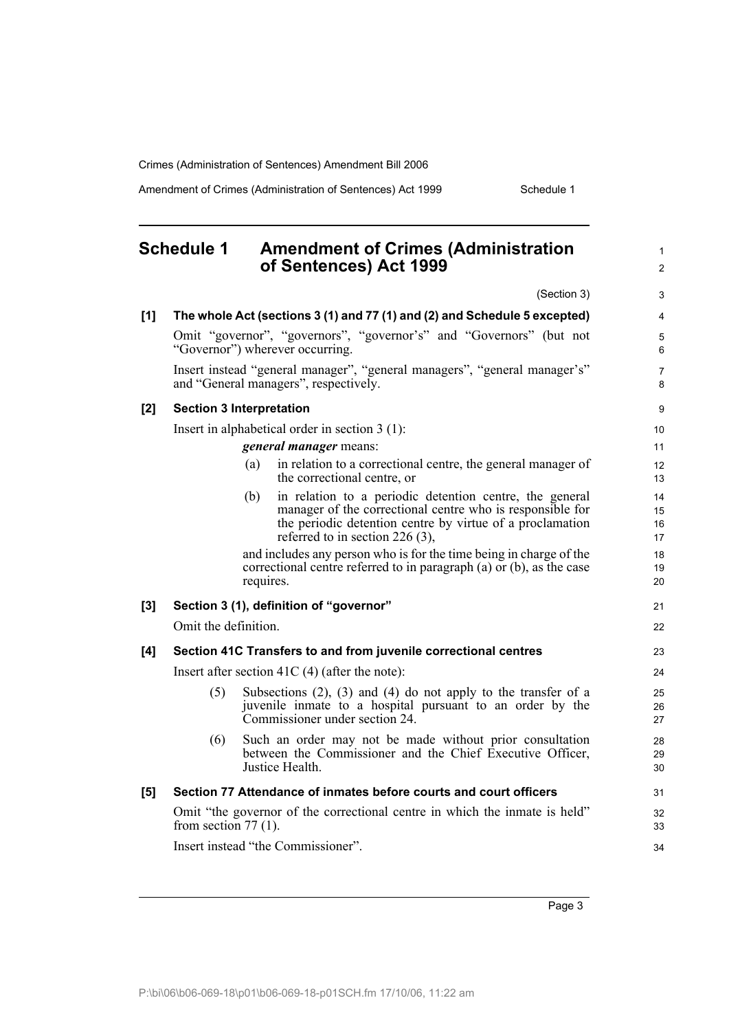## Schedule 1 Amendment of Crimes (Administration of Sentences) Act 1999

(Section 3)

**[1] The whole Act (sections 3 (1) and 77 (1) and (2) and Schedule 5 excepted)**

Omit "governor", "governors", "governor's" and "Governors" (but not "Governor") wherever occurring.

Insert instead "general manager", "general managers", "general manager's" and "General managers", respectively.

**[2] Section 3 Interpretation**

Insert in alphabetical order in section 3 (1):

***general manager*** means:

(a) in relation to a correctional centre, the general manager of the correctional centre, or

(b) in relation to a periodic detention centre, the general manager of the correctional centre who is responsible for the periodic detention centre by virtue of a proclamation referred to in section 226 (3),

and includes any person who is for the time being in charge of the correctional centre referred to in paragraph (a) or (b), as the case requires.

**[3] Section 3 (1), definition of "governor"**

Omit the definition.

**[4] Section 41C Transfers to and from juvenile correctional centres**

Insert after section 41C (4) (after the note):

(5) Subsections (2), (3) and (4) do not apply to the transfer of a juvenile inmate to a hospital pursuant to an order by the Commissioner under section 24.

(6) Such an order may not be made without prior consultation between the Commissioner and the Chief Executive Officer, Justice Health.

**[5] Section 77 Attendance of inmates before courts and court officers**

Omit "the governor of the correctional centre in which the inmate is held" from section 77 (1).

Insert instead "the Commissioner".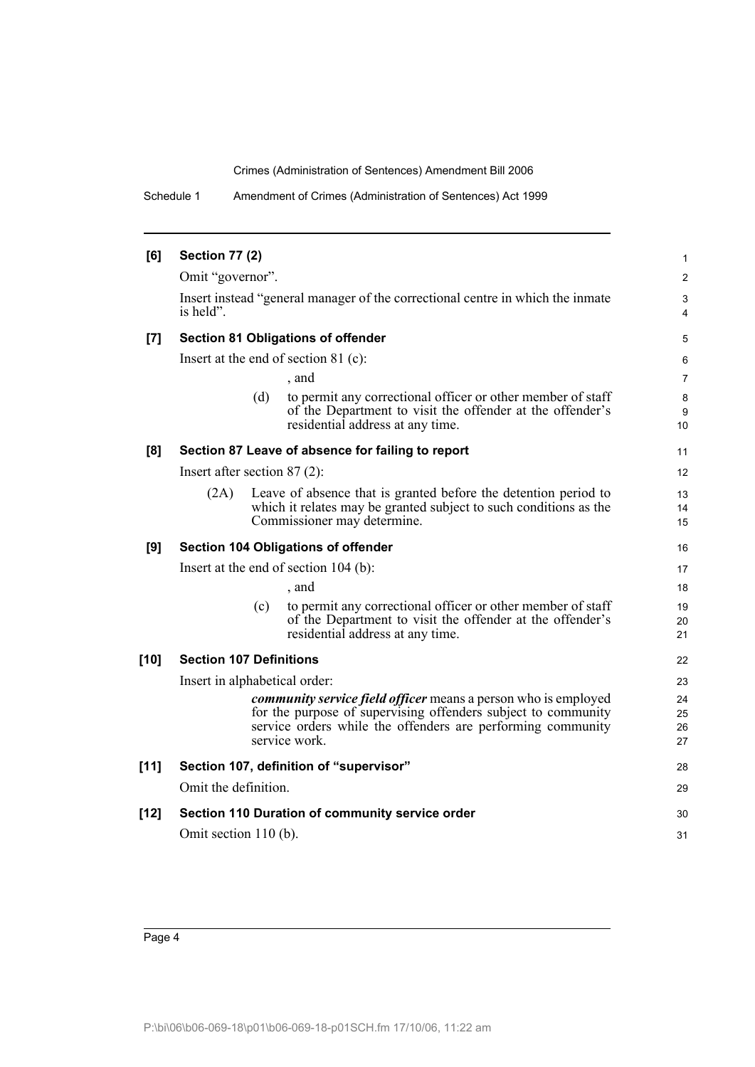**[6] Section 77 (2)**

Omit "governor".

Insert instead "general manager of the correctional centre in which the inmate is held".

**[7] Section 81 Obligations of offender**

Insert at the end of section 81 (c):

, and

(d) to permit any correctional officer or other member of staff of the Department to visit the offender at the offender's residential address at any time.

**[8] Section 87 Leave of absence for failing to report**

Insert after section 87 (2):

(2A) Leave of absence that is granted before the detention period to which it relates may be granted subject to such conditions as the Commissioner may determine.

**[9] Section 104 Obligations of offender**

Insert at the end of section 104 (b):

, and

(c) to permit any correctional officer or other member of staff of the Department to visit the offender at the offender's residential address at any time.

**[10] Section 107 Definitions**

Insert in alphabetical order:

***community service field officer*** means a person who is employed for the purpose of supervising offenders subject to community service orders while the offenders are performing community service work.

**[11] Section 107, definition of "supervisor"**

Omit the definition.

**[12] Section 110 Duration of community service order**

Omit section 110 (b).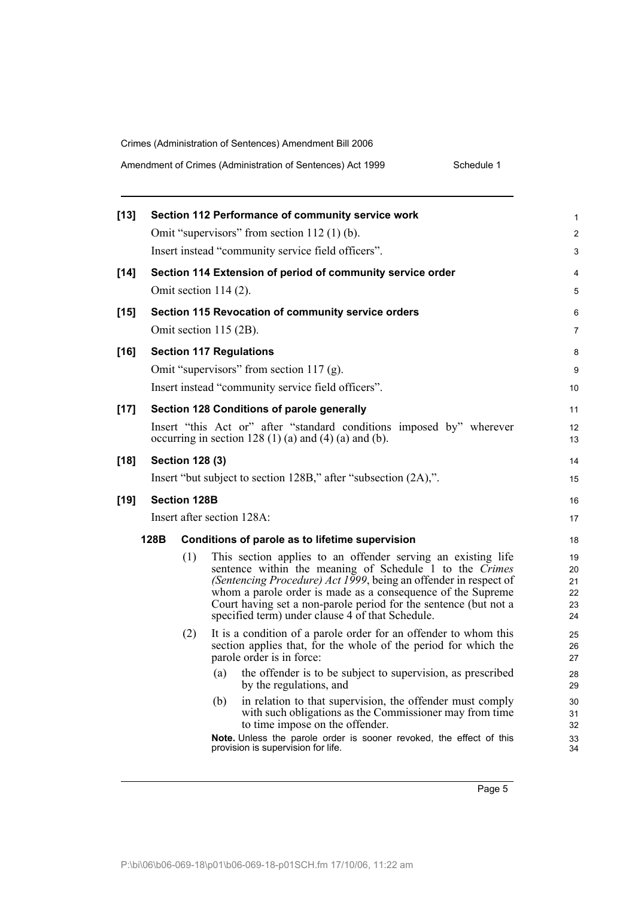**[13] Section 112 Performance of community service work**

Omit "supervisors" from section 112 (1) (b).

Insert instead "community service field officers".

**[14] Section 114 Extension of period of community service order**

Omit section 114 (2).

**[15] Section 115 Revocation of community service orders**

Omit section 115 (2B).

**[16] Section 117 Regulations**

Omit "supervisors" from section 117 (g).

Insert instead "community service field officers".

**[17] Section 128 Conditions of parole generally**

Insert "this Act or" after "standard conditions imposed by" wherever occurring in section 128 (1) (a) and (4) (a) and (b).

**[18] Section 128 (3)**

Insert "but subject to section 128B," after "subsection (2A),".

**[19] Section 128B**

Insert after section 128A:

**128B Conditions of parole as to lifetime supervision**

(1) This section applies to an offender serving an existing life sentence within the meaning of Schedule 1 to the *Crimes (Sentencing Procedure) Act 1999*, being an offender in respect of whom a parole order is made as a consequence of the Supreme Court having set a non-parole period for the sentence (but not a specified term) under clause 4 of that Schedule.

(2) It is a condition of a parole order for an offender to whom this section applies that, for the whole of the period for which the parole order is in force:

(a) the offender is to be subject to supervision, as prescribed by the regulations, and

(b) in relation to that supervision, the offender must comply with such obligations as the Commissioner may from time to time impose on the offender.

**Note.** Unless the parole order is sooner revoked, the effect of this provision is supervision for life.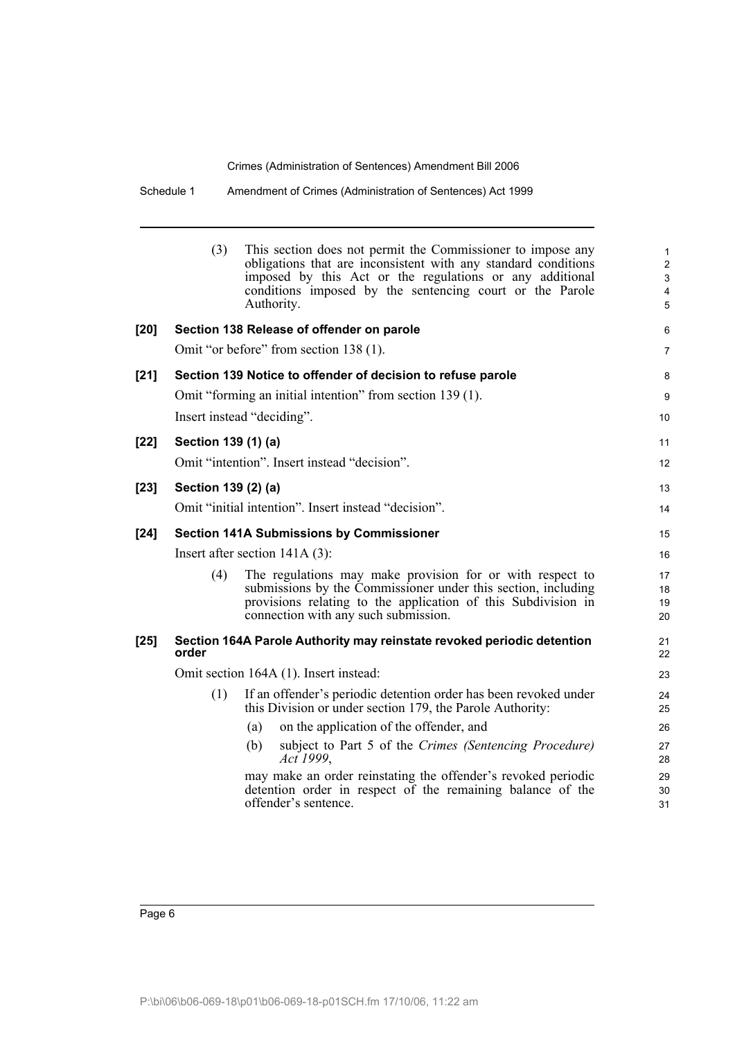(3) This section does not permit the Commissioner to impose any obligations that are inconsistent with any standard conditions imposed by this Act or the regulations or any additional conditions imposed by the sentencing court or the Parole Authority.

**[20] Section 138 Release of offender on parole**

Omit "or before" from section 138 (1).

**[21] Section 139 Notice to offender of decision to refuse parole**

Omit "forming an initial intention" from section 139 (1).

Insert instead "deciding".

**[22] Section 139 (1) (a)**

Omit "intention". Insert instead "decision".

**[23] Section 139 (2) (a)**

Omit "initial intention". Insert instead "decision".

**[24] Section 141A Submissions by Commissioner**

Insert after section 141A (3):

(4) The regulations may make provision for or with respect to submissions by the Commissioner under this section, including provisions relating to the application of this Subdivision in connection with any such submission.

**[25] Section 164A Parole Authority may reinstate revoked periodic detention order**

Omit section 164A (1). Insert instead:

(1) If an offender's periodic detention order has been revoked under this Division or under section 179, the Parole Authority:

(a) on the application of the offender, and

(b) subject to Part 5 of the *Crimes (Sentencing Procedure) Act 1999*,

may make an order reinstating the offender's revoked periodic detention order in respect of the remaining balance of the offender's sentence.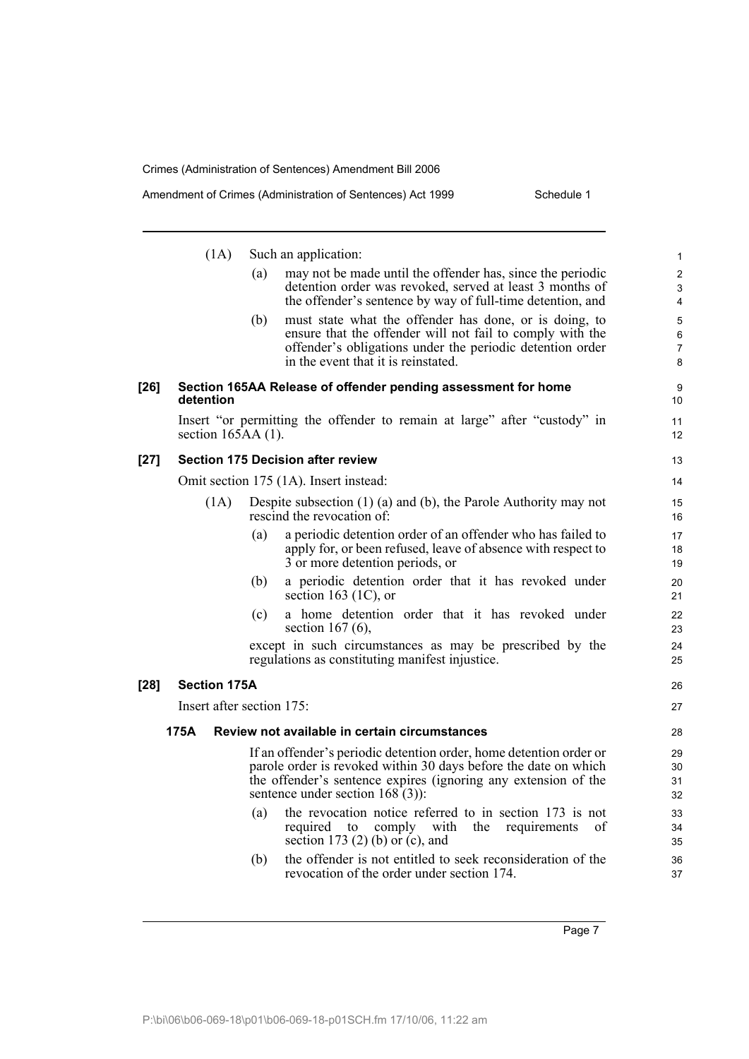(1A) Such an application:

(a) may not be made until the offender has, since the periodic detention order was revoked, served at least 3 months of the offender's sentence by way of full-time detention, and

(b) must state what the offender has done, or is doing, to ensure that the offender will not fail to comply with the offender's obligations under the periodic detention order in the event that it is reinstated.

**[26] Section 165AA Release of offender pending assessment for home detention**

Insert "or permitting the offender to remain at large" after "custody" in section 165AA (1).

**[27] Section 175 Decision after review**

Omit section 175 (1A). Insert instead:

(1A) Despite subsection (1) (a) and (b), the Parole Authority may not rescind the revocation of:

(a) a periodic detention order of an offender who has failed to apply for, or been refused, leave of absence with respect to 3 or more detention periods, or

(b) a periodic detention order that it has revoked under section 163 (1C), or

(c) a home detention order that it has revoked under section 167 (6),

except in such circumstances as may be prescribed by the regulations as constituting manifest injustice.

**[28] Section 175A**

Insert after section 175:

**175A Review not available in certain circumstances**

If an offender's periodic detention order, home detention order or parole order is revoked within 30 days before the date on which the offender's sentence expires (ignoring any extension of the sentence under section 168 (3)):

(a) the revocation notice referred to in section 173 is not required to comply with the requirements of section 173 (2) (b) or (c), and

(b) the offender is not entitled to seek reconsideration of the revocation of the order under section 174.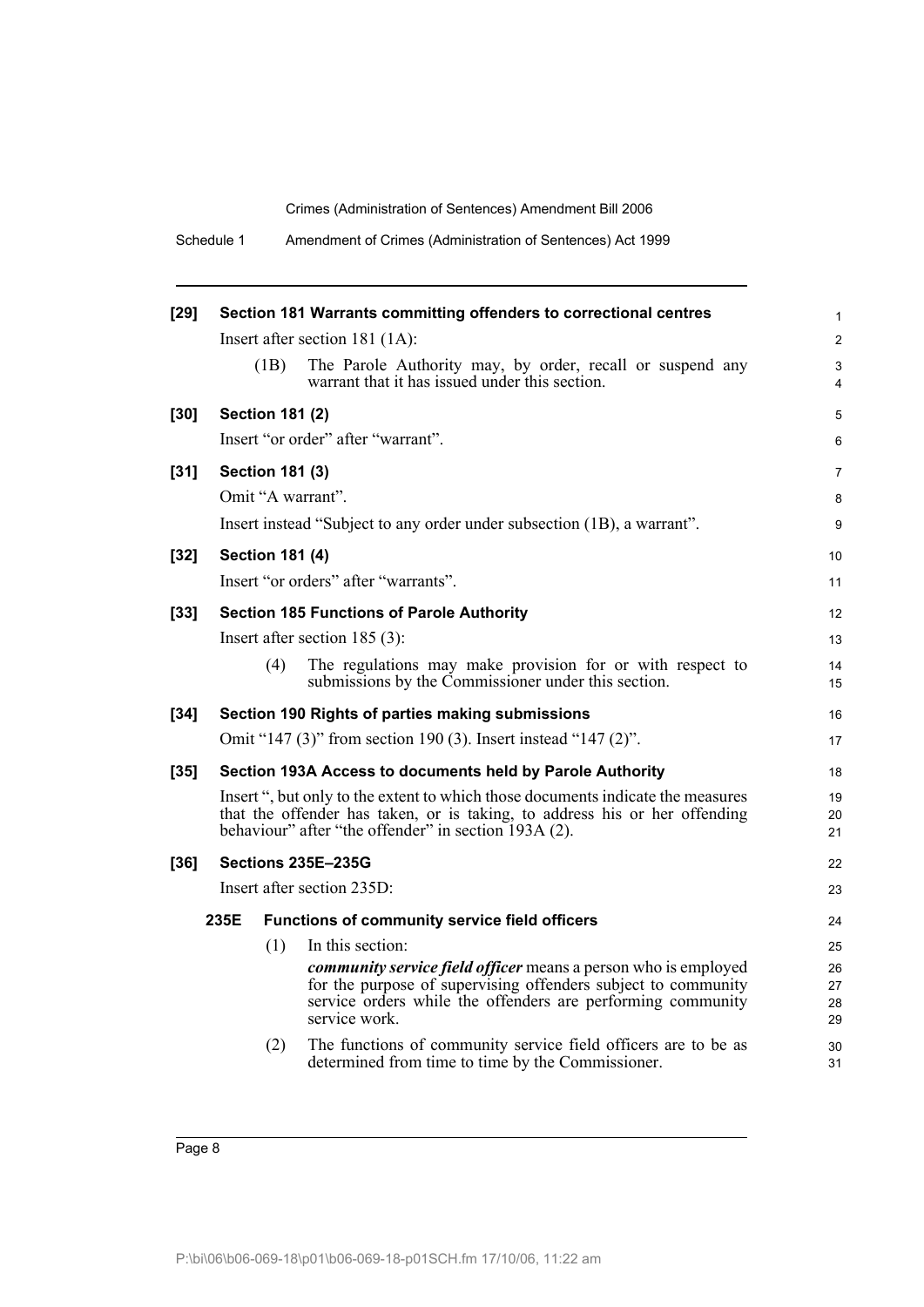**[29] Section 181 Warrants committing offenders to correctional centres**

Insert after section 181 (1A):

(1B) The Parole Authority may, by order, recall or suspend any warrant that it has issued under this section.

**[30] Section 181 (2)**

Insert "or order" after "warrant".

**[31] Section 181 (3)**

Omit "A warrant".

Insert instead "Subject to any order under subsection (1B), a warrant".

**[32] Section 181 (4)**

Insert "or orders" after "warrants".

**[33] Section 185 Functions of Parole Authority**

Insert after section 185 (3):

(4) The regulations may make provision for or with respect to submissions by the Commissioner under this section.

**[34] Section 190 Rights of parties making submissions**

Omit "147 (3)" from section 190 (3). Insert instead "147 (2)".

**[35] Section 193A Access to documents held by Parole Authority**

Insert ", but only to the extent to which those documents indicate the measures that the offender has taken, or is taking, to address his or her offending behaviour" after "the offender" in section 193A (2).

**[36] Sections 235E–235G**

Insert after section 235D:

**235E Functions of community service field officers**

(1) In this section:

***community service field officer*** means a person who is employed for the purpose of supervising offenders subject to community service orders while the offenders are performing community service work.

(2) The functions of community service field officers are to be as determined from time to time by the Commissioner.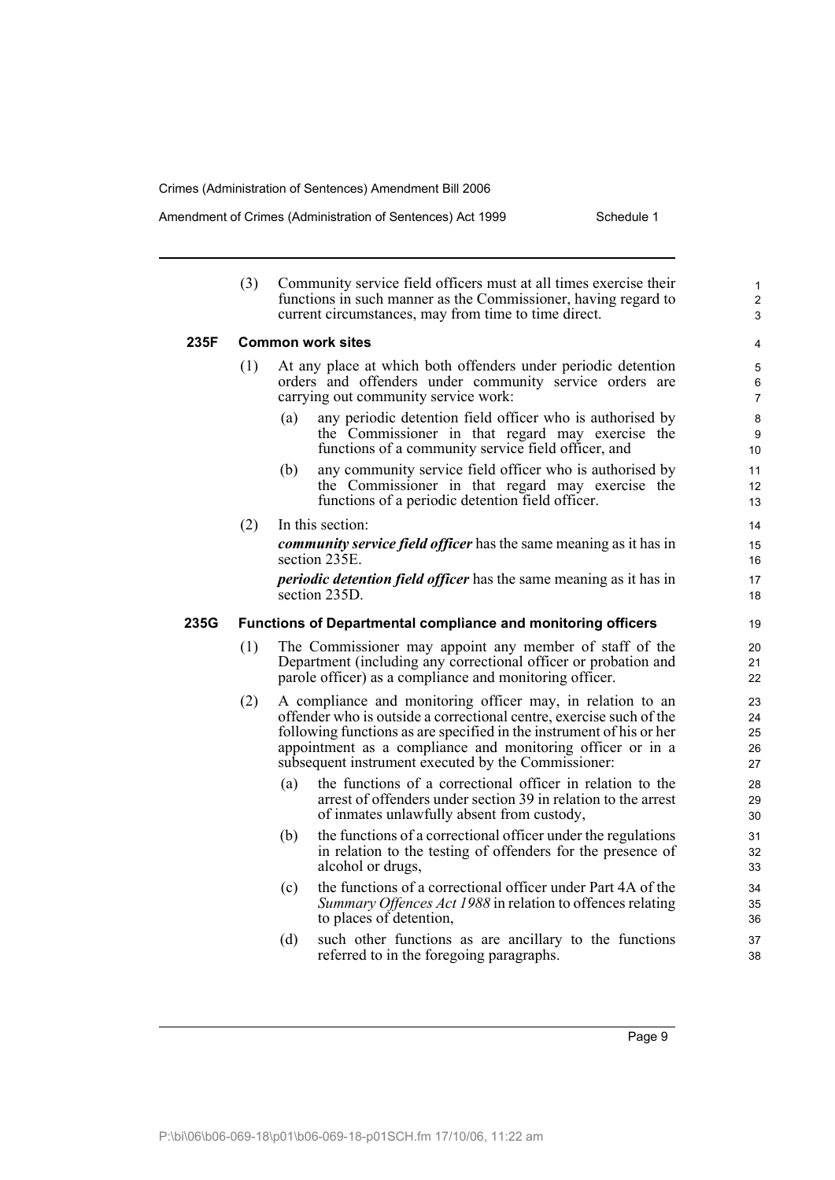(3) Community service field officers must at all times exercise their functions in such manner as the Commissioner, having regard to current circumstances, may from time to time direct.

### 235F Common work sites

(1) At any place at which both offenders under periodic detention orders and offenders under community service orders are carrying out community service work:

- (a) any periodic detention field officer who is authorised by the Commissioner in that regard may exercise the functions of a community service field officer, and
- (b) any community service field officer who is authorised by the Commissioner in that regard may exercise the functions of a periodic detention field officer.

(2) In this section:

***community service field officer*** has the same meaning as it has in section 235E.

***periodic detention field officer*** has the same meaning as it has in section 235D.

### 235G Functions of Departmental compliance and monitoring officers

(1) The Commissioner may appoint any member of staff of the Department (including any correctional officer or probation and parole officer) as a compliance and monitoring officer.

(2) A compliance and monitoring officer may, in relation to an offender who is outside a correctional centre, exercise such of the following functions as are specified in the instrument of his or her appointment as a compliance and monitoring officer or in a subsequent instrument executed by the Commissioner:

- (a) the functions of a correctional officer in relation to the arrest of offenders under section 39 in relation to the arrest of inmates unlawfully absent from custody,
- (b) the functions of a correctional officer under the regulations in relation to the testing of offenders for the presence of alcohol or drugs,
- (c) the functions of a correctional officer under Part 4A of the *Summary Offences Act 1988* in relation to offences relating to places of detention,
- (d) such other functions as are ancillary to the functions referred to in the foregoing paragraphs.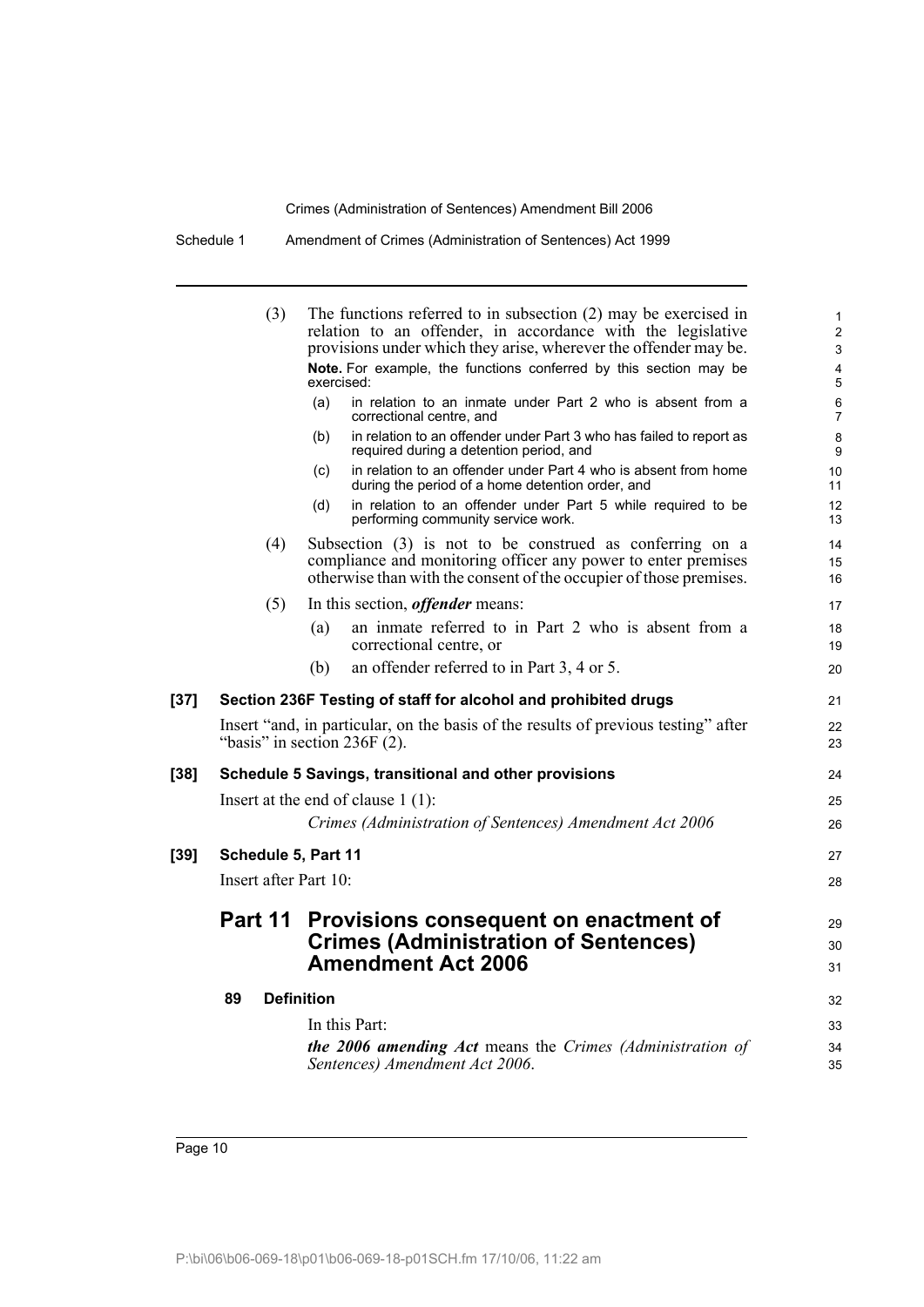(3) The functions referred to in subsection (2) may be exercised in relation to an offender, in accordance with the legislative provisions under which they arise, wherever the offender may be.

**Note.** For example, the functions conferred by this section may be exercised:

(a) in relation to an inmate under Part 2 who is absent from a correctional centre, and

(b) in relation to an offender under Part 3 who has failed to report as required during a detention period, and

(c) in relation to an offender under Part 4 who is absent from home during the period of a home detention order, and

(d) in relation to an offender under Part 5 while required to be performing community service work.

(4) Subsection (3) is not to be construed as conferring on a compliance and monitoring officer any power to enter premises otherwise than with the consent of the occupier of those premises.

(5) In this section, ***offender*** means:

(a) an inmate referred to in Part 2 who is absent from a correctional centre, or

(b) an offender referred to in Part 3, 4 or 5.

**[37] Section 236F Testing of staff for alcohol and prohibited drugs**

Insert "and, in particular, on the basis of the results of previous testing" after "basis" in section 236F (2).

**[38] Schedule 5 Savings, transitional and other provisions**

Insert at the end of clause 1 (1):

*Crimes (Administration of Sentences) Amendment Act 2006*

**[39] Schedule 5, Part 11**

Insert after Part 10:

# Part 11 Provisions consequent on enactment of Crimes (Administration of Sentences) Amendment Act 2006

**89 Definition**

In this Part:

***the 2006 amending Act*** means the *Crimes (Administration of Sentences) Amendment Act 2006*.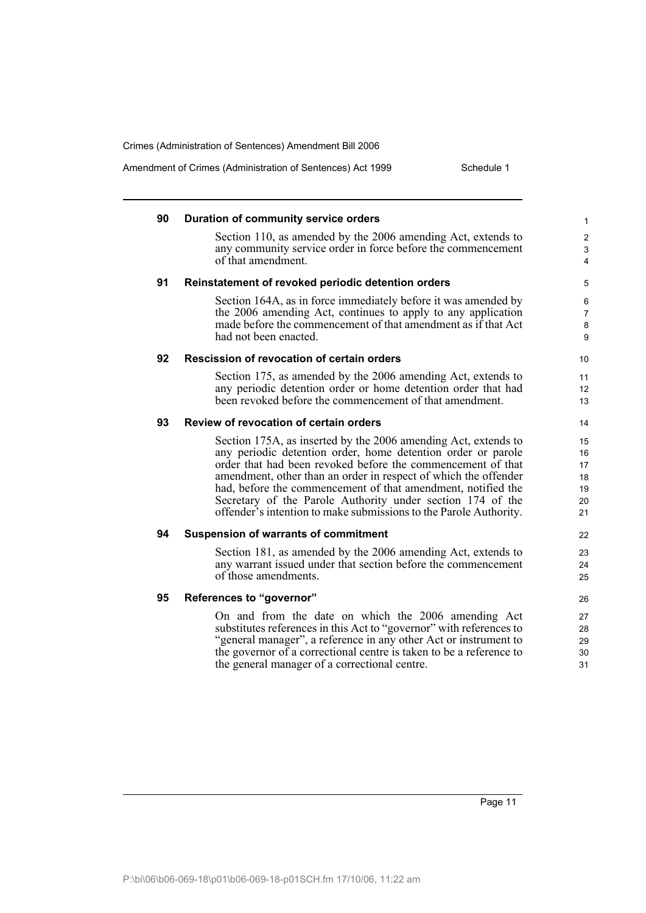### 90 Duration of community service orders

Section 110, as amended by the 2006 amending Act, extends to any community service order in force before the commencement of that amendment.

### 91 Reinstatement of revoked periodic detention orders

Section 164A, as in force immediately before it was amended by the 2006 amending Act, continues to apply to any application made before the commencement of that amendment as if that Act had not been enacted.

### 92 Rescission of revocation of certain orders

Section 175, as amended by the 2006 amending Act, extends to any periodic detention order or home detention order that had been revoked before the commencement of that amendment.

### 93 Review of revocation of certain orders

Section 175A, as inserted by the 2006 amending Act, extends to any periodic detention order, home detention order or parole order that had been revoked before the commencement of that amendment, other than an order in respect of which the offender had, before the commencement of that amendment, notified the Secretary of the Parole Authority under section 174 of the offender's intention to make submissions to the Parole Authority.

### 94 Suspension of warrants of commitment

Section 181, as amended by the 2006 amending Act, extends to any warrant issued under that section before the commencement of those amendments.

### 95 References to "governor"

On and from the date on which the 2006 amending Act substitutes references in this Act to "governor" with references to "general manager", a reference in any other Act or instrument to the governor of a correctional centre is taken to be a reference to the general manager of a correctional centre.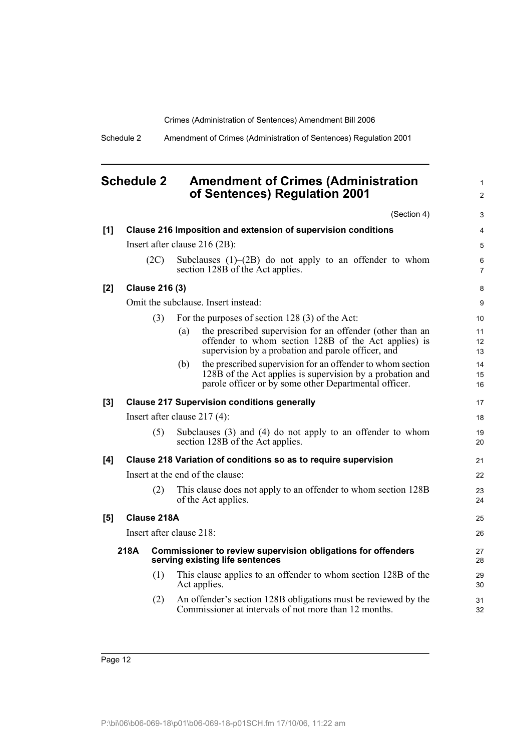# Schedule 2 Amendment of Crimes (Administration of Sentences) Regulation 2001

(Section 4)

**[1] Clause 216 Imposition and extension of supervision conditions**

Insert after clause 216 (2B):

(2C) Subclauses (1)–(2B) do not apply to an offender to whom section 128B of the Act applies.

**[2] Clause 216 (3)**

Omit the subclause. Insert instead:

(3) For the purposes of section 128 (3) of the Act:

(a) the prescribed supervision for an offender (other than an offender to whom section 128B of the Act applies) is supervision by a probation and parole officer, and

(b) the prescribed supervision for an offender to whom section 128B of the Act applies is supervision by a probation and parole officer or by some other Departmental officer.

**[3] Clause 217 Supervision conditions generally**

Insert after clause 217 (4):

(5) Subclauses (3) and (4) do not apply to an offender to whom section 128B of the Act applies.

**[4] Clause 218 Variation of conditions so as to require supervision**

Insert at the end of the clause:

(2) This clause does not apply to an offender to whom section 128B of the Act applies.

**[5] Clause 218A**

Insert after clause 218:

**218A Commissioner to review supervision obligations for offenders serving existing life sentences**

(1) This clause applies to an offender to whom section 128B of the Act applies.

(2) An offender's section 128B obligations must be reviewed by the Commissioner at intervals of not more than 12 months.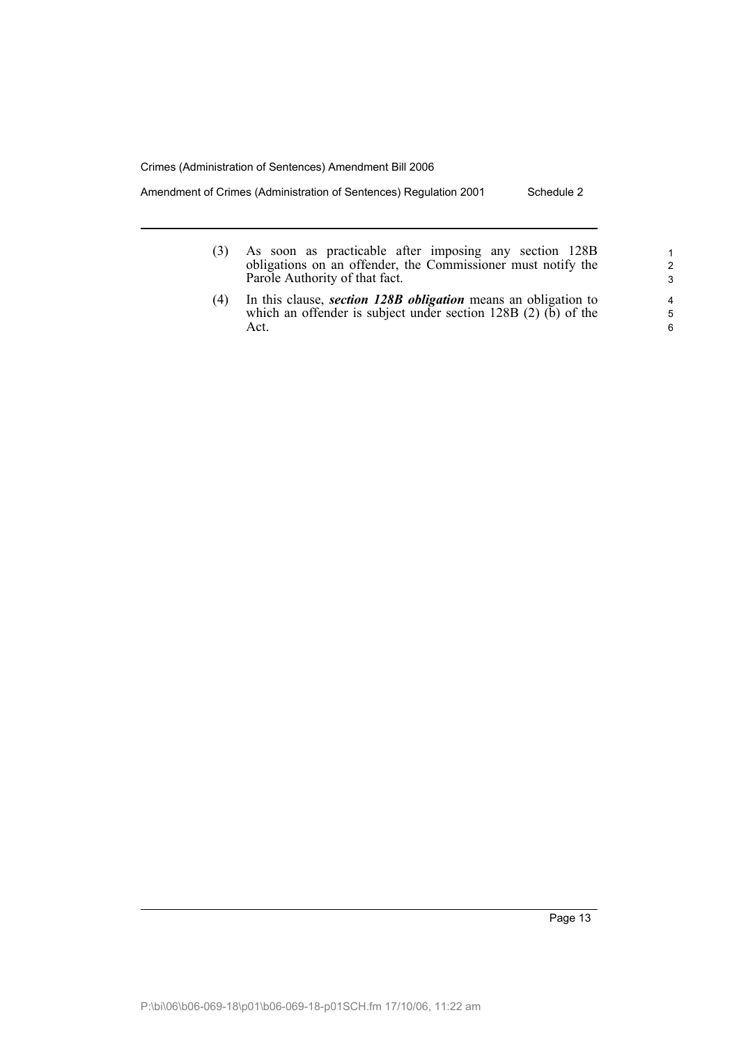(3) As soon as practicable after imposing any section 128B obligations on an offender, the Commissioner must notify the Parole Authority of that fact.

(4) In this clause, ***section 128B obligation*** means an obligation to which an offender is subject under section 128B (2) (b) of the Act.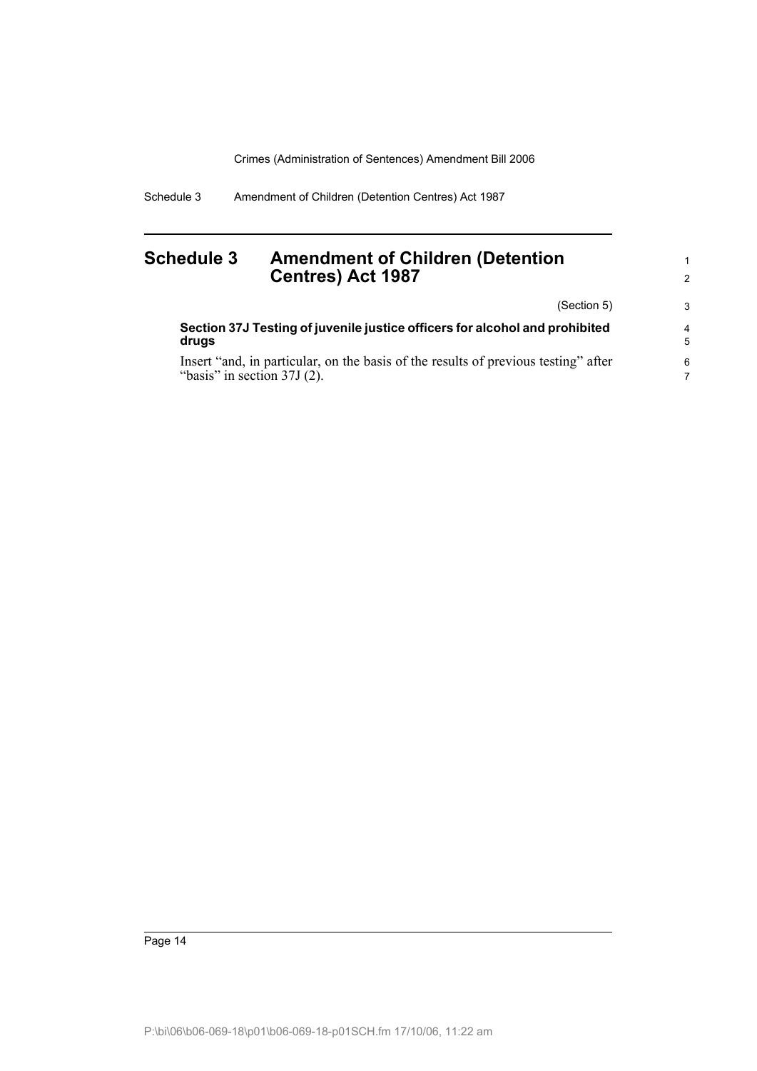# Schedule 3 Amendment of Children (Detention Centres) Act 1987

(Section 5)

**Section 37J Testing of juvenile justice officers for alcohol and prohibited drugs**

Insert "and, in particular, on the basis of the results of previous testing" after "basis" in section 37J (2).